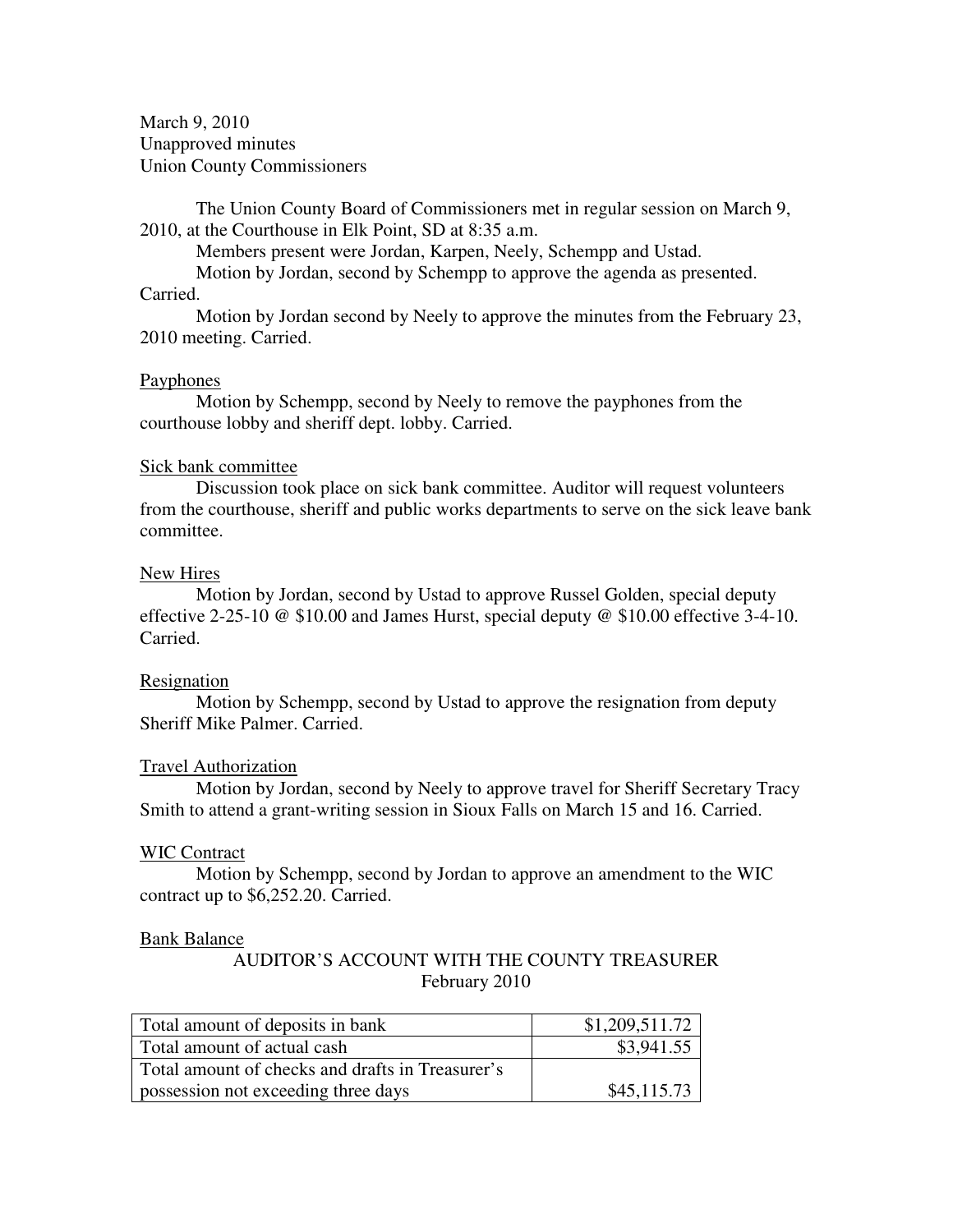March 9, 2010
Unapproved minutes
Union County Commissioners

The Union County Board of Commissioners met in regular session on March 9, 2010, at the Courthouse in Elk Point, SD at 8:35 a.m.

Members present were Jordan, Karpen, Neely, Schempp and Ustad.

Motion by Jordan, second by Schempp to approve the agenda as presented. Carried.

Motion by Jordan second by Neely to approve the minutes from the February 23, 2010 meeting. Carried.

Payphones

Motion by Schempp, second by Neely to remove the payphones from the courthouse lobby and sheriff dept. lobby. Carried.

Sick bank committee

Discussion took place on sick bank committee. Auditor will request volunteers from the courthouse, sheriff and public works departments to serve on the sick leave bank committee.

New Hires

Motion by Jordan, second by Ustad to approve Russel Golden, special deputy effective 2-25-10 @ $10.00 and James Hurst, special deputy @ $10.00 effective 3-4-10. Carried.

Resignation

Motion by Schempp, second by Ustad to approve the resignation from deputy Sheriff Mike Palmer. Carried.

Travel Authorization

Motion by Jordan, second by Neely to approve travel for Sheriff Secretary Tracy Smith to attend a grant-writing session in Sioux Falls on March 15 and 16. Carried.

WIC Contract

Motion by Schempp, second by Jordan to approve an amendment to the WIC contract up to $6,252.20. Carried.

Bank Balance

AUDITOR'S ACCOUNT WITH THE COUNTY TREASURER
February 2010

| | |
|---|---:|
| Total amount of deposits in bank | $1,209,511.72 |
| Total amount of actual cash | $3,941.55 |
| Total amount of checks and drafts in Treasurer's possession not exceeding three days | $45,115.73 |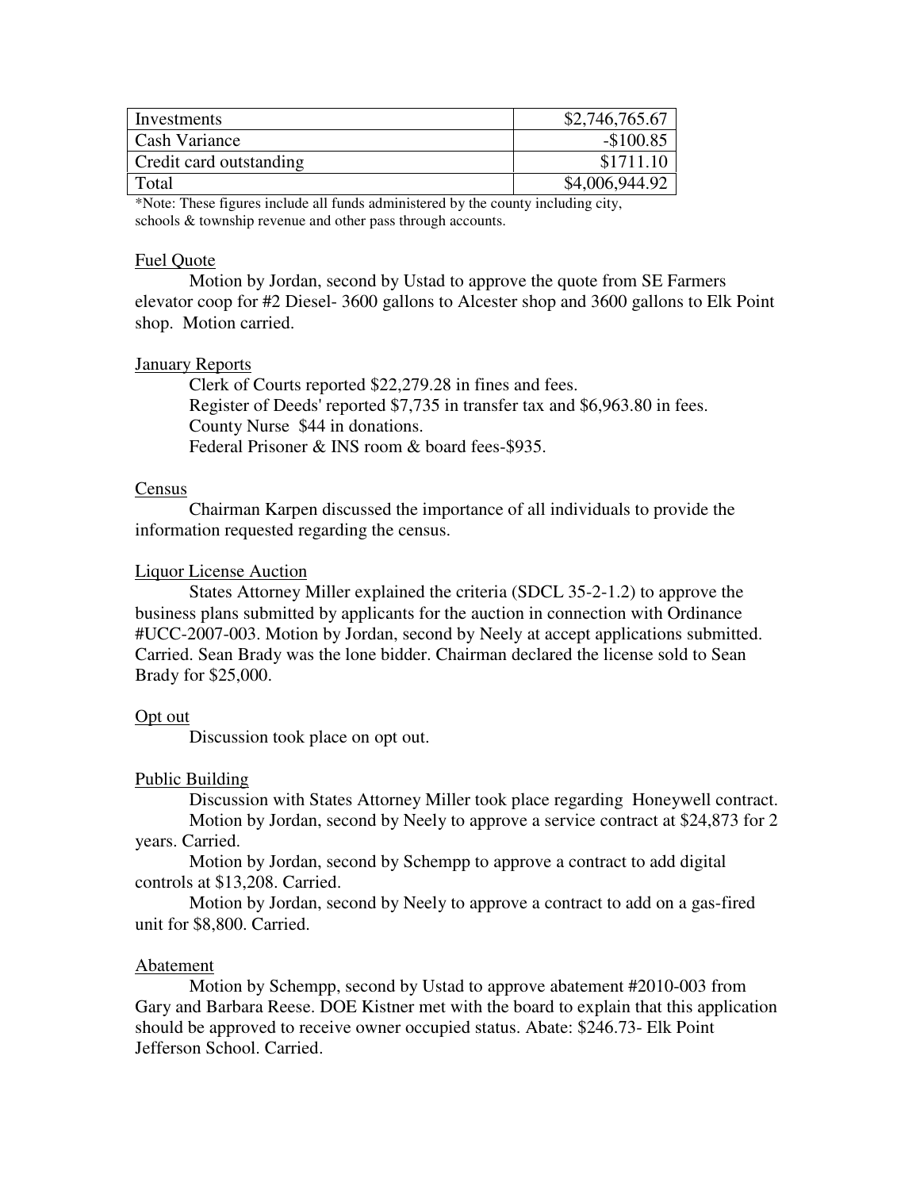| Investments | $2,746,765.67 |
|---|---|
| Cash Variance | -$100.85 |
| Credit card outstanding | $1711.10 |
| Total | $4,006,944.92 |

*Note: These figures include all funds administered by the county including city, schools & township revenue and other pass through accounts.

Fuel Quote

Motion by Jordan, second by Ustad to approve the quote from SE Farmers elevator coop for #2 Diesel- 3600 gallons to Alcester shop and 3600 gallons to Elk Point shop. Motion carried.

January Reports

Clerk of Courts reported $22,279.28 in fines and fees.
Register of Deeds' reported $7,735 in transfer tax and $6,963.80 in fees.
County Nurse $44 in donations.
Federal Prisoner & INS room & board fees-$935.

Census

Chairman Karpen discussed the importance of all individuals to provide the information requested regarding the census.

Liquor License Auction

States Attorney Miller explained the criteria (SDCL 35-2-1.2) to approve the business plans submitted by applicants for the auction in connection with Ordinance #UCC-2007-003. Motion by Jordan, second by Neely at accept applications submitted. Carried. Sean Brady was the lone bidder. Chairman declared the license sold to Sean Brady for $25,000.

Opt out

Discussion took place on opt out.

Public Building

Discussion with States Attorney Miller took place regarding Honeywell contract.

Motion by Jordan, second by Neely to approve a service contract at $24,873 for 2 years. Carried.

Motion by Jordan, second by Schempp to approve a contract to add digital controls at $13,208. Carried.

Motion by Jordan, second by Neely to approve a contract to add on a gas-fired unit for $8,800. Carried.

Abatement

Motion by Schempp, second by Ustad to approve abatement #2010-003 from Gary and Barbara Reese. DOE Kistner met with the board to explain that this application should be approved to receive owner occupied status. Abate: $246.73- Elk Point Jefferson School. Carried.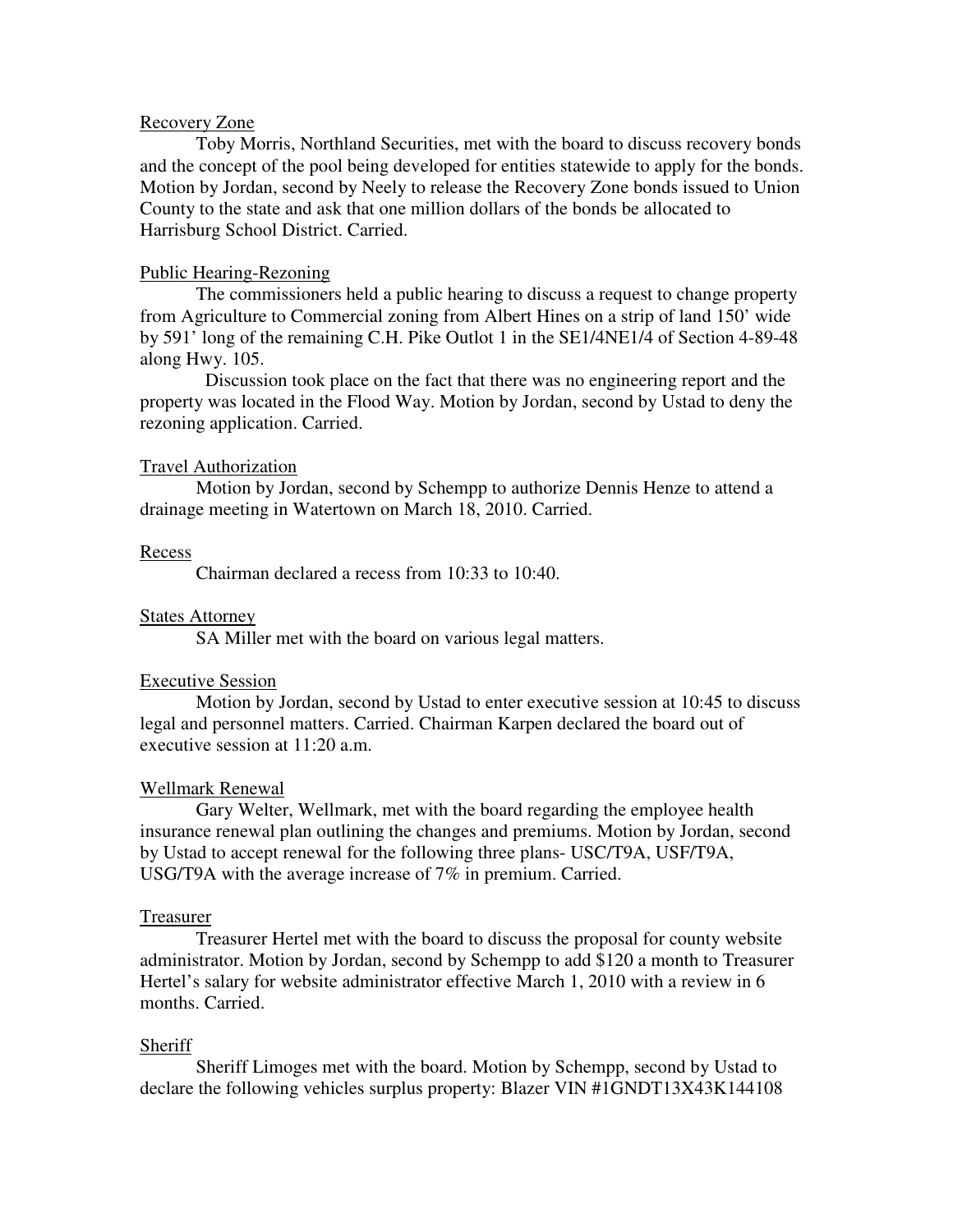Recovery Zone

Toby Morris, Northland Securities, met with the board to discuss recovery bonds and the concept of the pool being developed for entities statewide to apply for the bonds. Motion by Jordan, second by Neely to release the Recovery Zone bonds issued to Union County to the state and ask that one million dollars of the bonds be allocated to Harrisburg School District. Carried.

Public Hearing-Rezoning

The commissioners held a public hearing to discuss a request to change property from Agriculture to Commercial zoning from Albert Hines on a strip of land 150' wide by 591' long of the remaining C.H. Pike Outlot 1 in the SE1/4NE1/4 of Section 4-89-48 along Hwy. 105.

Discussion took place on the fact that there was no engineering report and the property was located in the Flood Way. Motion by Jordan, second by Ustad to deny the rezoning application. Carried.

Travel Authorization

Motion by Jordan, second by Schempp to authorize Dennis Henze to attend a drainage meeting in Watertown on March 18, 2010. Carried.

Recess

Chairman declared a recess from 10:33 to 10:40.

States Attorney

SA Miller met with the board on various legal matters.

Executive Session

Motion by Jordan, second by Ustad to enter executive session at 10:45 to discuss legal and personnel matters. Carried. Chairman Karpen declared the board out of executive session at 11:20 a.m.

Wellmark Renewal

Gary Welter, Wellmark, met with the board regarding the employee health insurance renewal plan outlining the changes and premiums. Motion by Jordan, second by Ustad to accept renewal for the following three plans- USC/T9A, USF/T9A, USG/T9A with the average increase of 7% in premium. Carried.

Treasurer

Treasurer Hertel met with the board to discuss the proposal for county website administrator. Motion by Jordan, second by Schempp to add $120 a month to Treasurer Hertel's salary for website administrator effective March 1, 2010 with a review in 6 months. Carried.

Sheriff

Sheriff Limoges met with the board. Motion by Schempp, second by Ustad to declare the following vehicles surplus property: Blazer VIN #1GNDT13X43K144108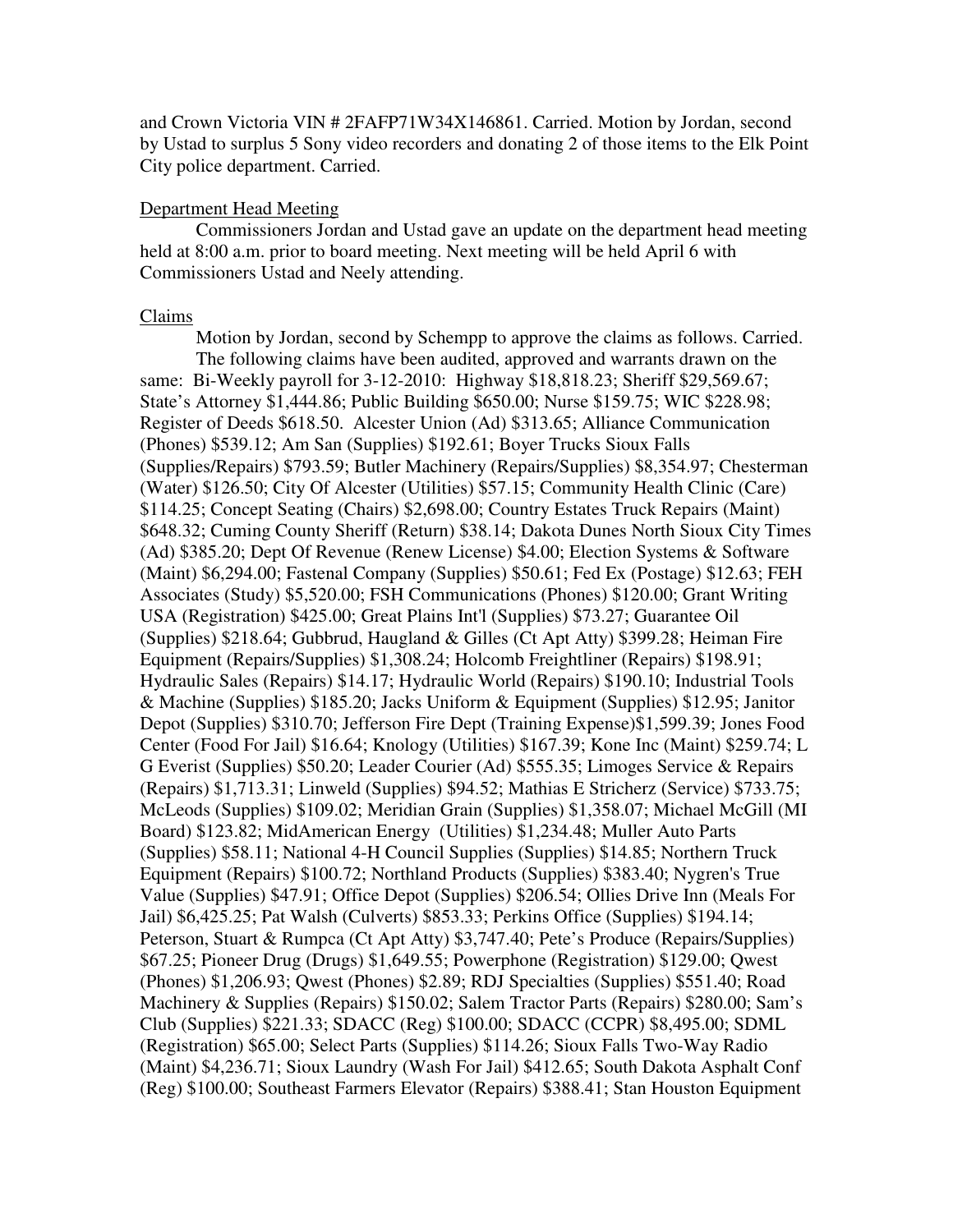and Crown Victoria VIN # 2FAFP71W34X146861. Carried. Motion by Jordan, second by Ustad to surplus 5 Sony video recorders and donating 2 of those items to the Elk Point City police department. Carried.

Department Head Meeting

Commissioners Jordan and Ustad gave an update on the department head meeting held at 8:00 a.m. prior to board meeting. Next meeting will be held April 6 with Commissioners Ustad and Neely attending.

Claims

Motion by Jordan, second by Schempp to approve the claims as follows. Carried.

The following claims have been audited, approved and warrants drawn on the same: Bi-Weekly payroll for 3-12-2010: Highway $18,818.23; Sheriff $29,569.67; State's Attorney $1,444.86; Public Building $650.00; Nurse $159.75; WIC $228.98; Register of Deeds $618.50. Alcester Union (Ad) $313.65; Alliance Communication (Phones) $539.12; Am San (Supplies) $192.61; Boyer Trucks Sioux Falls (Supplies/Repairs) $793.59; Butler Machinery (Repairs/Supplies) $8,354.97; Chesterman (Water) $126.50; City Of Alcester (Utilities) $57.15; Community Health Clinic (Care) $114.25; Concept Seating (Chairs) $2,698.00; Country Estates Truck Repairs (Maint) $648.32; Cuming County Sheriff (Return) $38.14; Dakota Dunes North Sioux City Times (Ad) $385.20; Dept Of Revenue (Renew License) $4.00; Election Systems & Software (Maint) $6,294.00; Fastenal Company (Supplies) $50.61; Fed Ex (Postage) $12.63; FEH Associates (Study) $5,520.00; FSH Communications (Phones) $120.00; Grant Writing USA (Registration) $425.00; Great Plains Int'l (Supplies) $73.27; Guarantee Oil (Supplies) $218.64; Gubbrud, Haugland & Gilles (Ct Apt Atty) $399.28; Heiman Fire Equipment (Repairs/Supplies) $1,308.24; Holcomb Freightliner (Repairs) $198.91; Hydraulic Sales (Repairs) $14.17; Hydraulic World (Repairs) $190.10; Industrial Tools & Machine (Supplies) $185.20; Jacks Uniform & Equipment (Supplies) $12.95; Janitor Depot (Supplies) $310.70; Jefferson Fire Dept (Training Expense)$1,599.39; Jones Food Center (Food For Jail) $16.64; Knology (Utilities) $167.39; Kone Inc (Maint) $259.74; L G Everist (Supplies) $50.20; Leader Courier (Ad) $555.35; Limoges Service & Repairs (Repairs) $1,713.31; Linweld (Supplies) $94.52; Mathias E Stricherz (Service) $733.75; McLeods (Supplies) $109.02; Meridian Grain (Supplies) $1,358.07; Michael McGill (MI Board) $123.82; MidAmerican Energy (Utilities) $1,234.48; Muller Auto Parts (Supplies) $58.11; National 4-H Council Supplies (Supplies) $14.85; Northern Truck Equipment (Repairs) $100.72; Northland Products (Supplies) $383.40; Nygren's True Value (Supplies) $47.91; Office Depot (Supplies) $206.54; Ollies Drive Inn (Meals For Jail) $6,425.25; Pat Walsh (Culverts) $853.33; Perkins Office (Supplies) $194.14; Peterson, Stuart & Rumpca (Ct Apt Atty) $3,747.40; Pete's Produce (Repairs/Supplies) $67.25; Pioneer Drug (Drugs) $1,649.55; Powerphone (Registration) $129.00; Qwest (Phones) $1,206.93; Qwest (Phones) $2.89; RDJ Specialties (Supplies) $551.40; Road Machinery & Supplies (Repairs) $150.02; Salem Tractor Parts (Repairs) $280.00; Sam's Club (Supplies) $221.33; SDACC (Reg) $100.00; SDACC (CCPR) $8,495.00; SDML (Registration) $65.00; Select Parts (Supplies) $114.26; Sioux Falls Two-Way Radio (Maint) $4,236.71; Sioux Laundry (Wash For Jail) $412.65; South Dakota Asphalt Conf (Reg) $100.00; Southeast Farmers Elevator (Repairs) $388.41; Stan Houston Equipment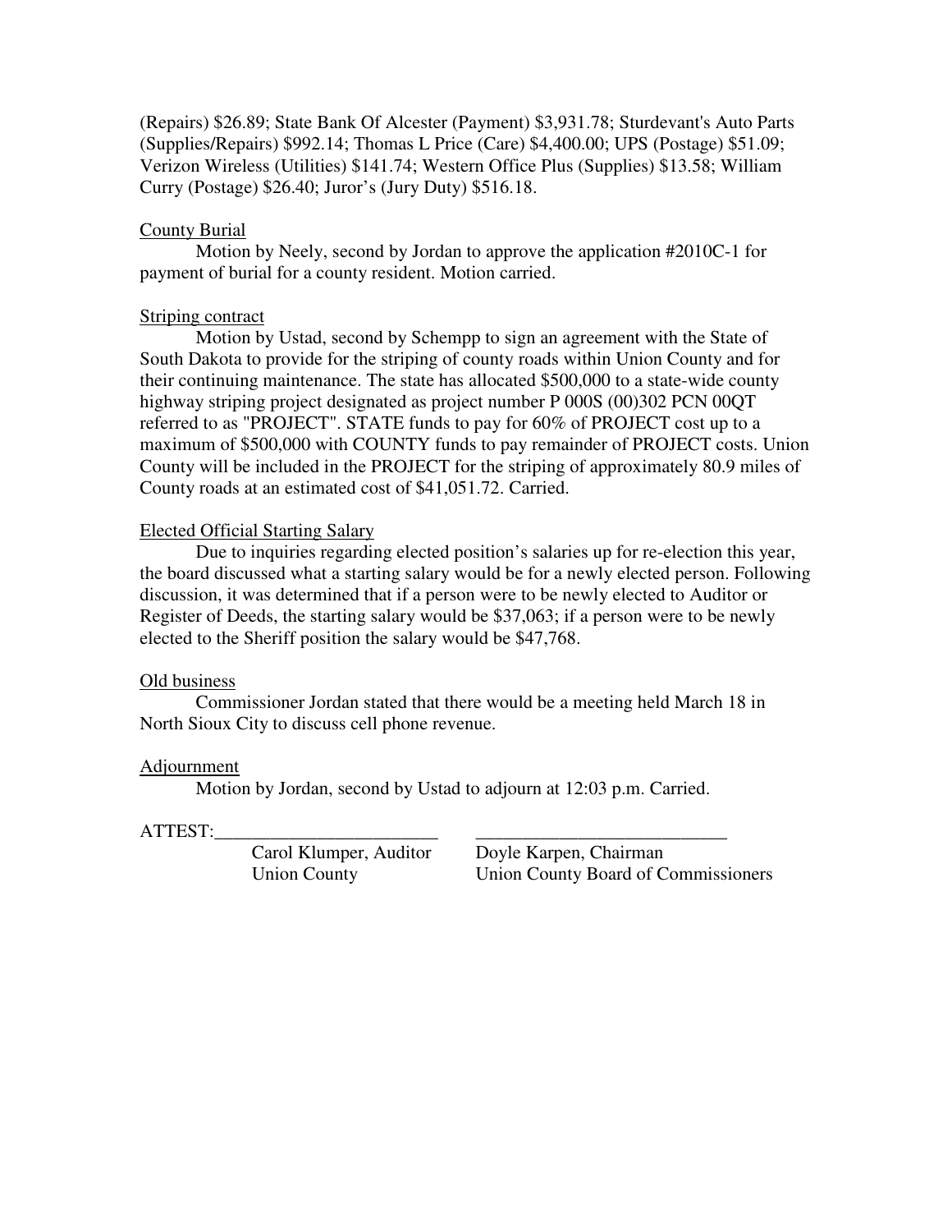(Repairs) $26.89; State Bank Of Alcester (Payment) $3,931.78; Sturdevant's Auto Parts (Supplies/Repairs) $992.14; Thomas L Price (Care) $4,400.00; UPS (Postage) $51.09; Verizon Wireless (Utilities) $141.74; Western Office Plus (Supplies) $13.58; William Curry (Postage) $26.40; Juror's (Jury Duty) $516.18.

County Burial

Motion by Neely, second by Jordan to approve the application #2010C-1 for payment of burial for a county resident. Motion carried.

Striping contract

Motion by Ustad, second by Schempp to sign an agreement with the State of South Dakota to provide for the striping of county roads within Union County and for their continuing maintenance. The state has allocated $500,000 to a state-wide county highway striping project designated as project number P 000S (00)302 PCN 00QT referred to as "PROJECT". STATE funds to pay for 60% of PROJECT cost up to a maximum of $500,000 with COUNTY funds to pay remainder of PROJECT costs. Union County will be included in the PROJECT for the striping of approximately 80.9 miles of County roads at an estimated cost of $41,051.72. Carried.

Elected Official Starting Salary

Due to inquiries regarding elected position's salaries up for re-election this year, the board discussed what a starting salary would be for a newly elected person. Following discussion, it was determined that if a person were to be newly elected to Auditor or Register of Deeds, the starting salary would be $37,063; if a person were to be newly elected to the Sheriff position the salary would be $47,768.

Old business

Commissioner Jordan stated that there would be a meeting held March 18 in North Sioux City to discuss cell phone revenue.

Adjournment

Motion by Jordan, second by Ustad to adjourn at 12:03 p.m. Carried.

ATTEST:________________________ ___________________________

Carol Klumper, Auditor
Union County

Doyle Karpen, Chairman
Union County Board of Commissioners